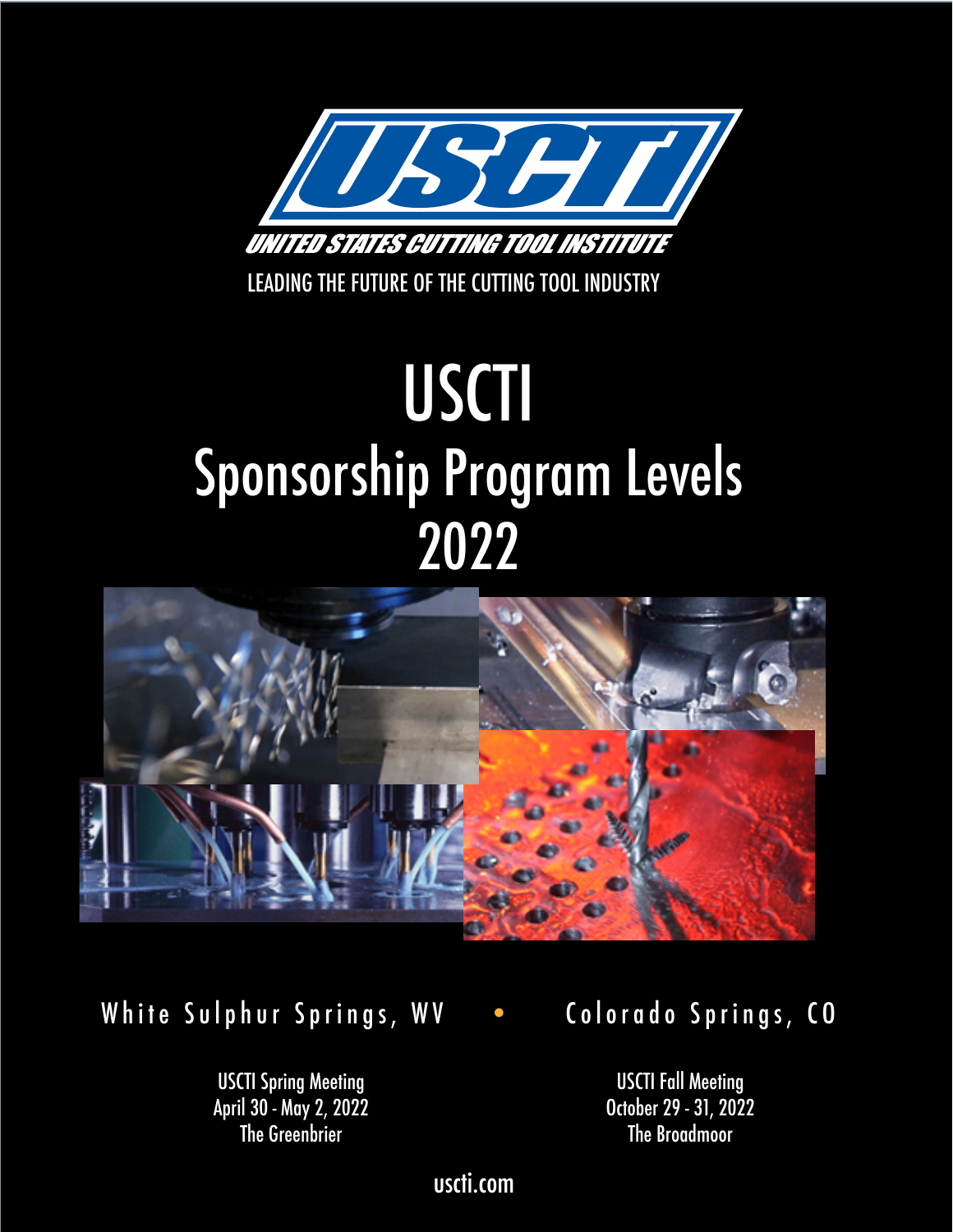USCTI

UNITED STATES CUTTING TOOL INSTITUTE

LEADING THE FUTURE OF THE CUTTING TOOL INDUSTRY

# USCTI
# Sponsorship Program Levels
# 2022

White Sulphur Springs, WV • Colorado Springs, CO

USCTI Spring Meeting
April 30 - May 2, 2022
The Greenbrier

USCTI Fall Meeting
October 29 - 31, 2022
The Broadmoor

uscti.com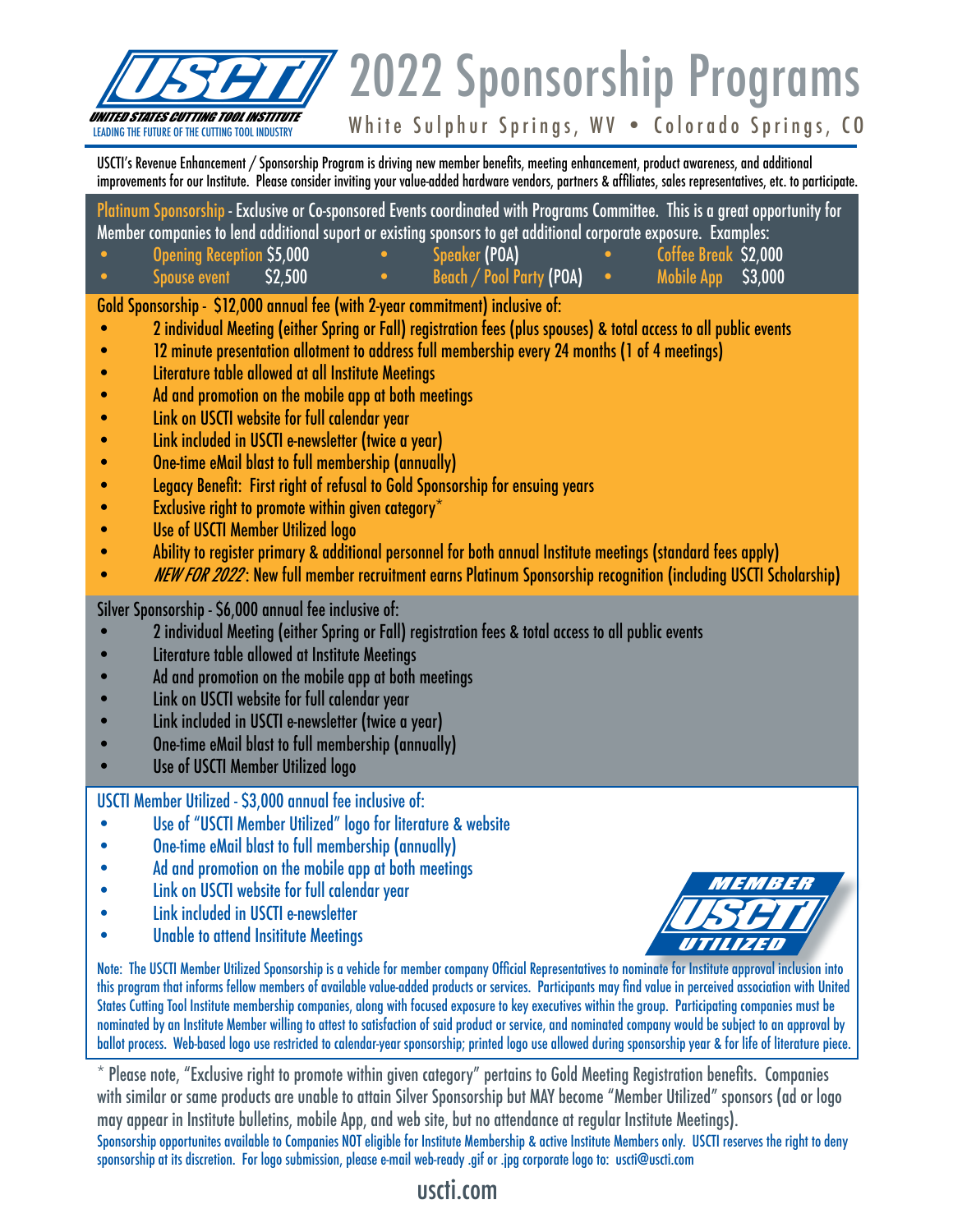UNITED STATES CUTTING TOOL INSTITUTE
LEADING THE FUTURE OF THE CUTTING TOOL INDUSTRY

# 2022 Sponsorship Programs

White Sulphur Springs, WV • Colorado Springs, CO

USCTI's Revenue Enhancement / Sponsorship Program is driving new member benefits, meeting enhancement, product awareness, and additional improvements for our Institute. Please consider inviting your value-added hardware vendors, partners & affiliates, sales representatives, etc. to participate.

**Platinum Sponsorship** - Exclusive or Co-sponsored Events coordinated with Programs Committee. This is a great opportunity for Member companies to lend additional suport or existing sponsors to get additional corporate exposure. Examples:

- Opening Reception $5,000
- Speaker (POA)
- Coffee Break $2,000
- Spouse event $2,500
- Beach / Pool Party (POA)
- Mobile App $3,000

**Gold Sponsorship** - $12,000 annual fee (with 2-year commitment) inclusive of:

- 2 individual Meeting (either Spring or Fall) registration fees (plus spouses) & total access to all public events
- 12 minute presentation allotment to address full membership every 24 months (1 of 4 meetings)
- Literature table allowed at all Institute Meetings
- Ad and promotion on the mobile app at both meetings
- Link on USCTI website for full calendar year
- Link included in USCTI e-newsletter (twice a year)
- One-time eMail blast to full membership (annually)
- Legacy Benefit: First right of refusal to Gold Sponsorship for ensuing years
- Exclusive right to promote within given category*
- Use of USCTI Member Utilized logo
- Ability to register primary & additional personnel for both annual Institute meetings (standard fees apply)
- *NEW FOR 2022*: New full member recruitment earns Platinum Sponsorship recognition (including USCTI Scholarship)

**Silver Sponsorship** - $6,000 annual fee inclusive of:

- 2 individual Meeting (either Spring or Fall) registration fees & total access to all public events
- Literature table allowed at Institute Meetings
- Ad and promotion on the mobile app at both meetings
- Link on USCTI website for full calendar year
- Link included in USCTI e-newsletter (twice a year)
- One-time eMail blast to full membership (annually)
- Use of USCTI Member Utilized logo

**USCTI Member Utilized** - $3,000 annual fee inclusive of:

- Use of "USCTI Member Utilized" logo for literature & website
- One-time eMail blast to full membership (annually)
- Ad and promotion on the mobile app at both meetings
- Link on USCTI website for full calendar year
- Link included in USCTI e-newsletter
- Unable to attend Insititute Meetings

MEMBER USCTI UTILIZED

Note: The USCTI Member Utilized Sponsorship is a vehicle for member company Official Representatives to nominate for Institute approval inclusion into this program that informs fellow members of available value-added products or services. Participants may find value in perceived association with United States Cutting Tool Institute membership companies, along with focused exposure to key executives within the group. Participating companies must be nominated by an Institute Member willing to attest to satisfaction of said product or service, and nominated company would be subject to an approval by ballot process. Web-based logo use restricted to calendar-year sponsorship; printed logo use allowed during sponsorship year & for life of literature piece.

\* Please note, "Exclusive right to promote within given category" pertains to Gold Meeting Registration benefits. Companies with similar or same products are unable to attain Silver Sponsorship but MAY become "Member Utilized" sponsors (ad or logo may appear in Institute bulletins, mobile App, and web site, but no attendance at regular Institute Meetings).

Sponsorship opportunites available to Companies NOT eligible for Institute Membership & active Institute Members only. USCTI reserves the right to deny sponsorship at its discretion. For logo submission, please e-mail web-ready .gif or .jpg corporate logo to: uscti@uscti.com

uscti.com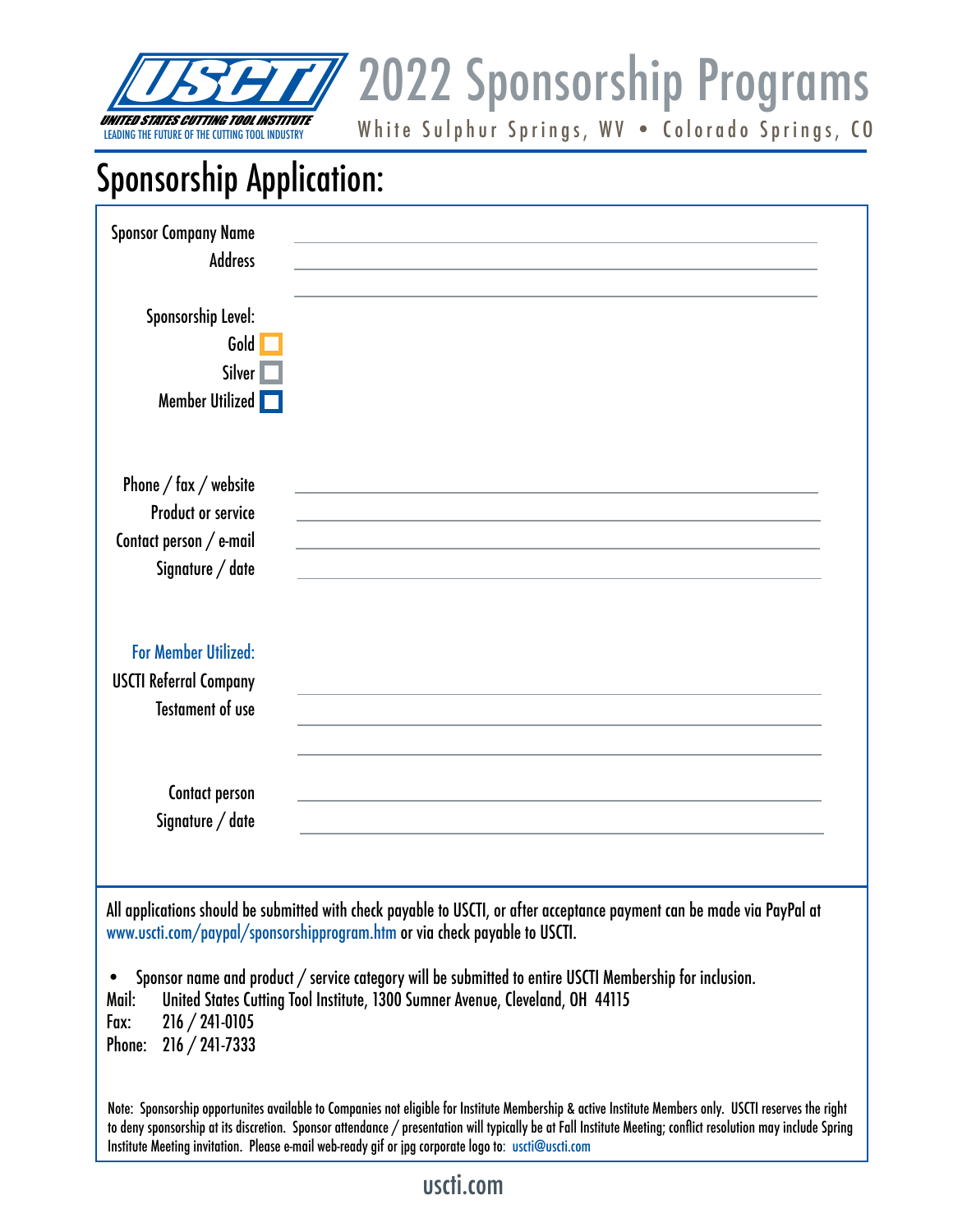UNITED STATES CUTTING TOOL INSTITUTE
LEADING THE FUTURE OF THE CUTTING TOOL INDUSTRY

# 2022 Sponsorship Programs

White Sulphur Springs, WV • Colorado Springs, CO

## Sponsorship Application:

Sponsor Company Name ______________________________

Address ______________________________

______________________________

Sponsorship Level:

- Gold ☐
- Silver ☐
- Member Utilized ☐

Phone / fax / website ______________________________

Product or service ______________________________

Contact person / e-mail ______________________________

Signature / date ______________________________

**For Member Utilized:**

USCTI Referral Company ______________________________

Testament of use ______________________________

______________________________

Contact person ______________________________

Signature / date ______________________________

All applications should be submitted with check payable to USCTI, or after acceptance payment can be made via PayPal at www.uscti.com/paypal/sponsorshipprogram.htm or via check payable to USCTI.

- Sponsor name and product / service category will be submitted to entire USCTI Membership for inclusion.

Mail: United States Cutting Tool Institute, 1300 Sumner Avenue, Cleveland, OH 44115
Fax: 216 / 241-0105
Phone: 216 / 241-7333

Note: Sponsorship opportunites available to Companies not eligible for Institute Membership & active Institute Members only. USCTI reserves the right to deny sponsorship at its discretion. Sponsor attendance / presentation will typically be at Fall Institute Meeting; conflict resolution may include Spring Institute Meeting invitation. Please e-mail web-ready gif or jpg corporate logo to: uscti@uscti.com

uscti.com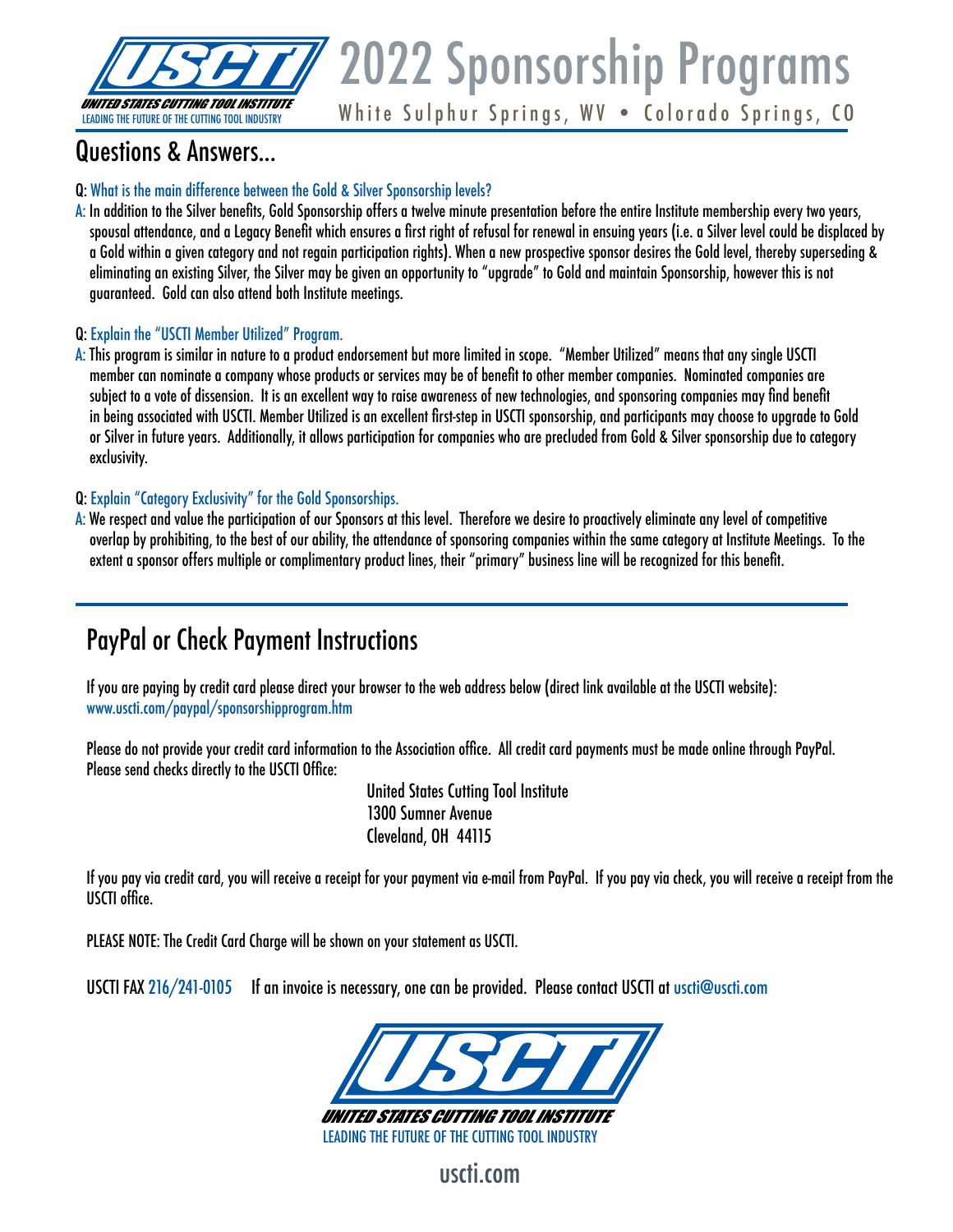# 2022 Sponsorship Programs

White Sulphur Springs, WV • Colorado Springs, CO

## Questions & Answers...

Q: What is the main difference between the Gold & Silver Sponsorship levels?

A: In addition to the Silver benefits, Gold Sponsorship offers a twelve minute presentation before the entire Institute membership every two years, spousal attendance, and a Legacy Benefit which ensures a first right of refusal for renewal in ensuing years (i.e. a Silver level could be displaced by a Gold within a given category and not regain participation rights). When a new prospective sponsor desires the Gold level, thereby superseding & eliminating an existing Silver, the Silver may be given an opportunity to "upgrade" to Gold and maintain Sponsorship, however this is not guaranteed. Gold can also attend both Institute meetings.

Q: Explain the "USCTI Member Utilized" Program.

A: This program is similar in nature to a product endorsement but more limited in scope. "Member Utilized" means that any single USCTI member can nominate a company whose products or services may be of benefit to other member companies. Nominated companies are subject to a vote of dissension. It is an excellent way to raise awareness of new technologies, and sponsoring companies may find benefit in being associated with USCTI. Member Utilized is an excellent first-step in USCTI sponsorship, and participants may choose to upgrade to Gold or Silver in future years. Additionally, it allows participation for companies who are precluded from Gold & Silver sponsorship due to category exclusivity.

Q: Explain "Category Exclusivity" for the Gold Sponsorships.

A: We respect and value the participation of our Sponsors at this level. Therefore we desire to proactively eliminate any level of competitive overlap by prohibiting, to the best of our ability, the attendance of sponsoring companies within the same category at Institute Meetings. To the extent a sponsor offers multiple or complimentary product lines, their "primary" business line will be recognized for this benefit.

## PayPal or Check Payment Instructions

If you are paying by credit card please direct your browser to the web address below (direct link available at the USCTI website):
www.uscti.com/paypal/sponsorshipprogram.htm

Please do not provide your credit card information to the Association office. All credit card payments must be made online through PayPal.
Please send checks directly to the USCTI Office:

United States Cutting Tool Institute
1300 Sumner Avenue
Cleveland, OH 44115

If you pay via credit card, you will receive a receipt for your payment via e-mail from PayPal. If you pay via check, you will receive a receipt from the USCTI office.

PLEASE NOTE: The Credit Card Charge will be shown on your statement as USCTI.

USCTI FAX 216/241-0105 If an invoice is necessary, one can be provided. Please contact USCTI at uscti@uscti.com

UNITED STATES CUTTING TOOL INSTITUTE
LEADING THE FUTURE OF THE CUTTING TOOL INDUSTRY

uscti.com